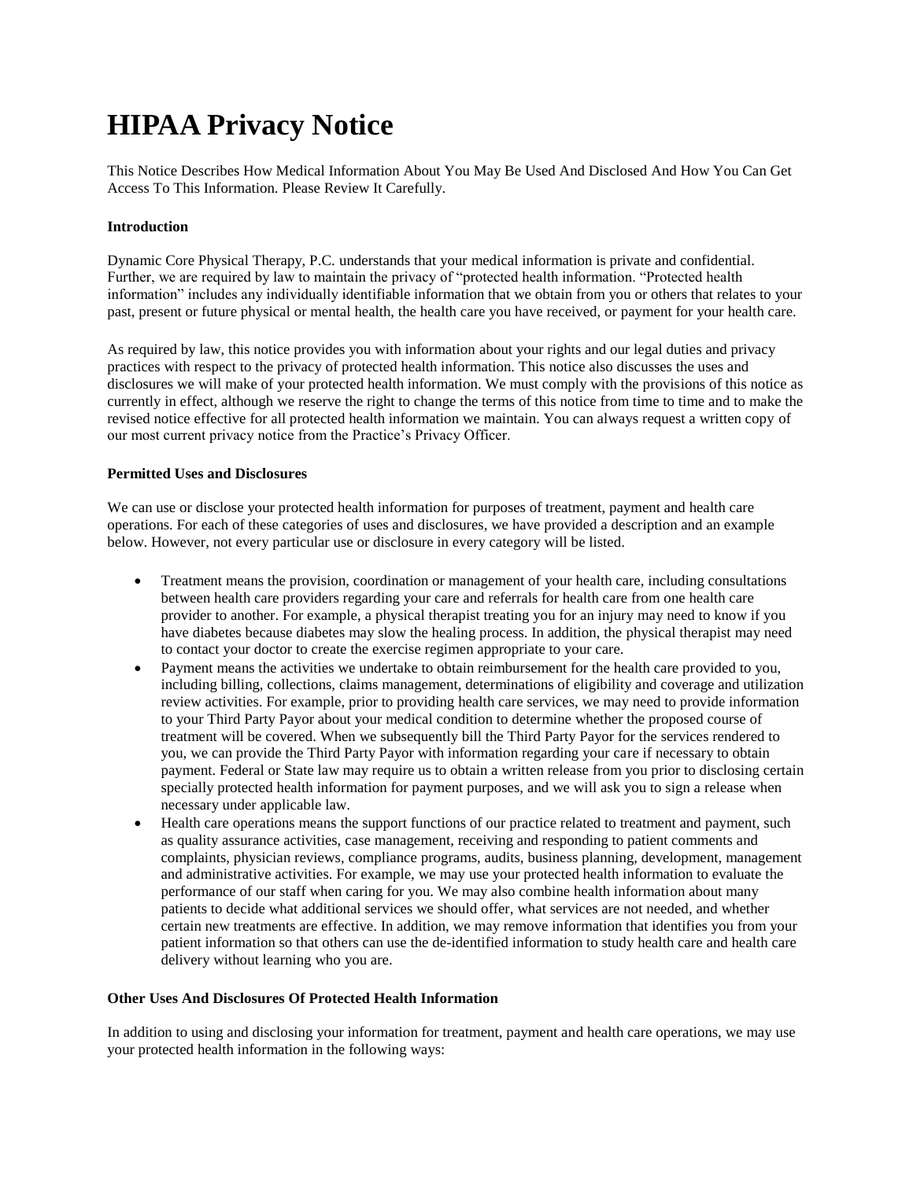# HIPAA Privacy Notice

This Notice Describes How Medical Information About You May Be Used And Disclosed And How You Can Get Access To This Information. Please Review It Carefully.

**Introduction**

Dynamic Core Physical Therapy, P.C. understands that your medical information is private and confidential. Further, we are required by law to maintain the privacy of "protected health information. "Protected health information" includes any individually identifiable information that we obtain from you or others that relates to your past, present or future physical or mental health, the health care you have received, or payment for your health care.

As required by law, this notice provides you with information about your rights and our legal duties and privacy practices with respect to the privacy of protected health information. This notice also discusses the uses and disclosures we will make of your protected health information. We must comply with the provisions of this notice as currently in effect, although we reserve the right to change the terms of this notice from time to time and to make the revised notice effective for all protected health information we maintain. You can always request a written copy of our most current privacy notice from the Practice's Privacy Officer.

**Permitted Uses and Disclosures**

We can use or disclose your protected health information for purposes of treatment, payment and health care operations. For each of these categories of uses and disclosures, we have provided a description and an example below. However, not every particular use or disclosure in every category will be listed.

- Treatment means the provision, coordination or management of your health care, including consultations between health care providers regarding your care and referrals for health care from one health care provider to another. For example, a physical therapist treating you for an injury may need to know if you have diabetes because diabetes may slow the healing process. In addition, the physical therapist may need to contact your doctor to create the exercise regimen appropriate to your care.
- Payment means the activities we undertake to obtain reimbursement for the health care provided to you, including billing, collections, claims management, determinations of eligibility and coverage and utilization review activities. For example, prior to providing health care services, we may need to provide information to your Third Party Payor about your medical condition to determine whether the proposed course of treatment will be covered. When we subsequently bill the Third Party Payor for the services rendered to you, we can provide the Third Party Payor with information regarding your care if necessary to obtain payment. Federal or State law may require us to obtain a written release from you prior to disclosing certain specially protected health information for payment purposes, and we will ask you to sign a release when necessary under applicable law.
- Health care operations means the support functions of our practice related to treatment and payment, such as quality assurance activities, case management, receiving and responding to patient comments and complaints, physician reviews, compliance programs, audits, business planning, development, management and administrative activities. For example, we may use your protected health information to evaluate the performance of our staff when caring for you. We may also combine health information about many patients to decide what additional services we should offer, what services are not needed, and whether certain new treatments are effective. In addition, we may remove information that identifies you from your patient information so that others can use the de-identified information to study health care and health care delivery without learning who you are.

**Other Uses And Disclosures Of Protected Health Information**

In addition to using and disclosing your information for treatment, payment and health care operations, we may use your protected health information in the following ways: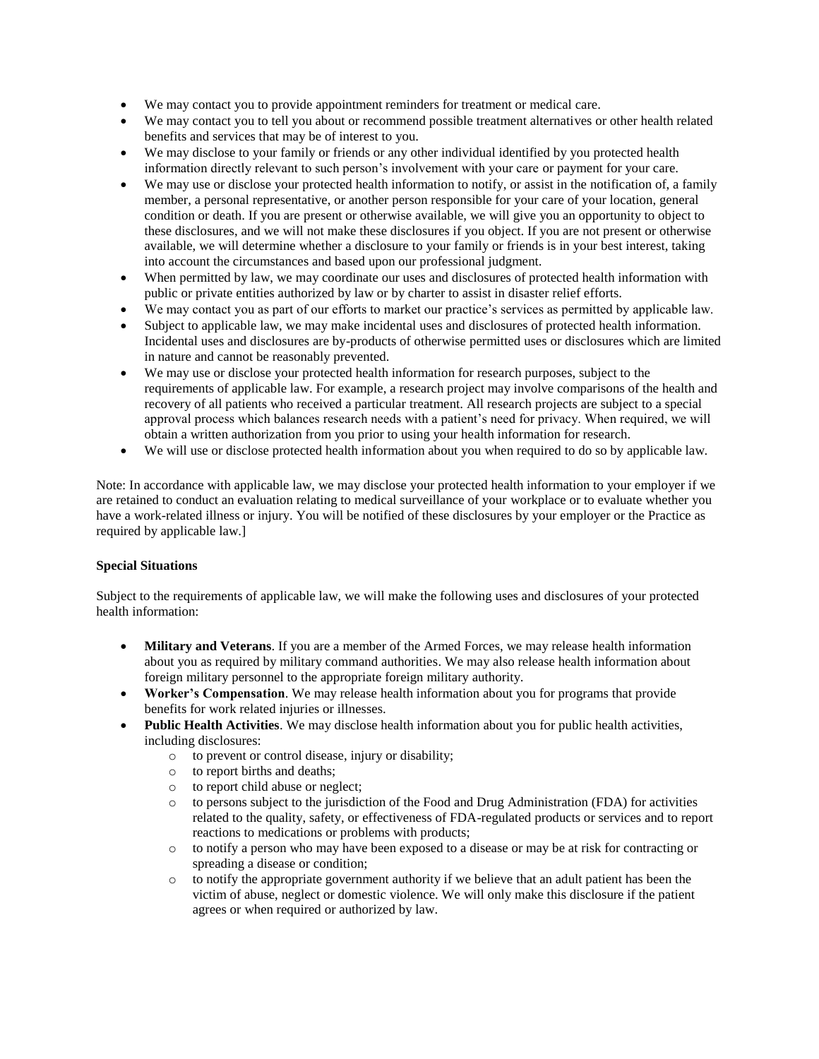- We may contact you to provide appointment reminders for treatment or medical care.
- We may contact you to tell you about or recommend possible treatment alternatives or other health related benefits and services that may be of interest to you.
- We may disclose to your family or friends or any other individual identified by you protected health information directly relevant to such person's involvement with your care or payment for your care.
- We may use or disclose your protected health information to notify, or assist in the notification of, a family member, a personal representative, or another person responsible for your care of your location, general condition or death. If you are present or otherwise available, we will give you an opportunity to object to these disclosures, and we will not make these disclosures if you object. If you are not present or otherwise available, we will determine whether a disclosure to your family or friends is in your best interest, taking into account the circumstances and based upon our professional judgment.
- When permitted by law, we may coordinate our uses and disclosures of protected health information with public or private entities authorized by law or by charter to assist in disaster relief efforts.
- We may contact you as part of our efforts to market our practice's services as permitted by applicable law.
- Subject to applicable law, we may make incidental uses and disclosures of protected health information. Incidental uses and disclosures are by-products of otherwise permitted uses or disclosures which are limited in nature and cannot be reasonably prevented.
- We may use or disclose your protected health information for research purposes, subject to the requirements of applicable law. For example, a research project may involve comparisons of the health and recovery of all patients who received a particular treatment. All research projects are subject to a special approval process which balances research needs with a patient's need for privacy. When required, we will obtain a written authorization from you prior to using your health information for research.
- We will use or disclose protected health information about you when required to do so by applicable law.

Note: In accordance with applicable law, we may disclose your protected health information to your employer if we are retained to conduct an evaluation relating to medical surveillance of your workplace or to evaluate whether you have a work-related illness or injury. You will be notified of these disclosures by your employer or the Practice as required by applicable law.]

**Special Situations**

Subject to the requirements of applicable law, we will make the following uses and disclosures of your protected health information:

- **Military and Veterans**. If you are a member of the Armed Forces, we may release health information about you as required by military command authorities. We may also release health information about foreign military personnel to the appropriate foreign military authority.
- **Worker's Compensation**. We may release health information about you for programs that provide benefits for work related injuries or illnesses.
- **Public Health Activities**. We may disclose health information about you for public health activities, including disclosures:
  - to prevent or control disease, injury or disability;
  - to report births and deaths;
  - to report child abuse or neglect;
  - to persons subject to the jurisdiction of the Food and Drug Administration (FDA) for activities related to the quality, safety, or effectiveness of FDA-regulated products or services and to report reactions to medications or problems with products;
  - to notify a person who may have been exposed to a disease or may be at risk for contracting or spreading a disease or condition;
  - to notify the appropriate government authority if we believe that an adult patient has been the victim of abuse, neglect or domestic violence. We will only make this disclosure if the patient agrees or when required or authorized by law.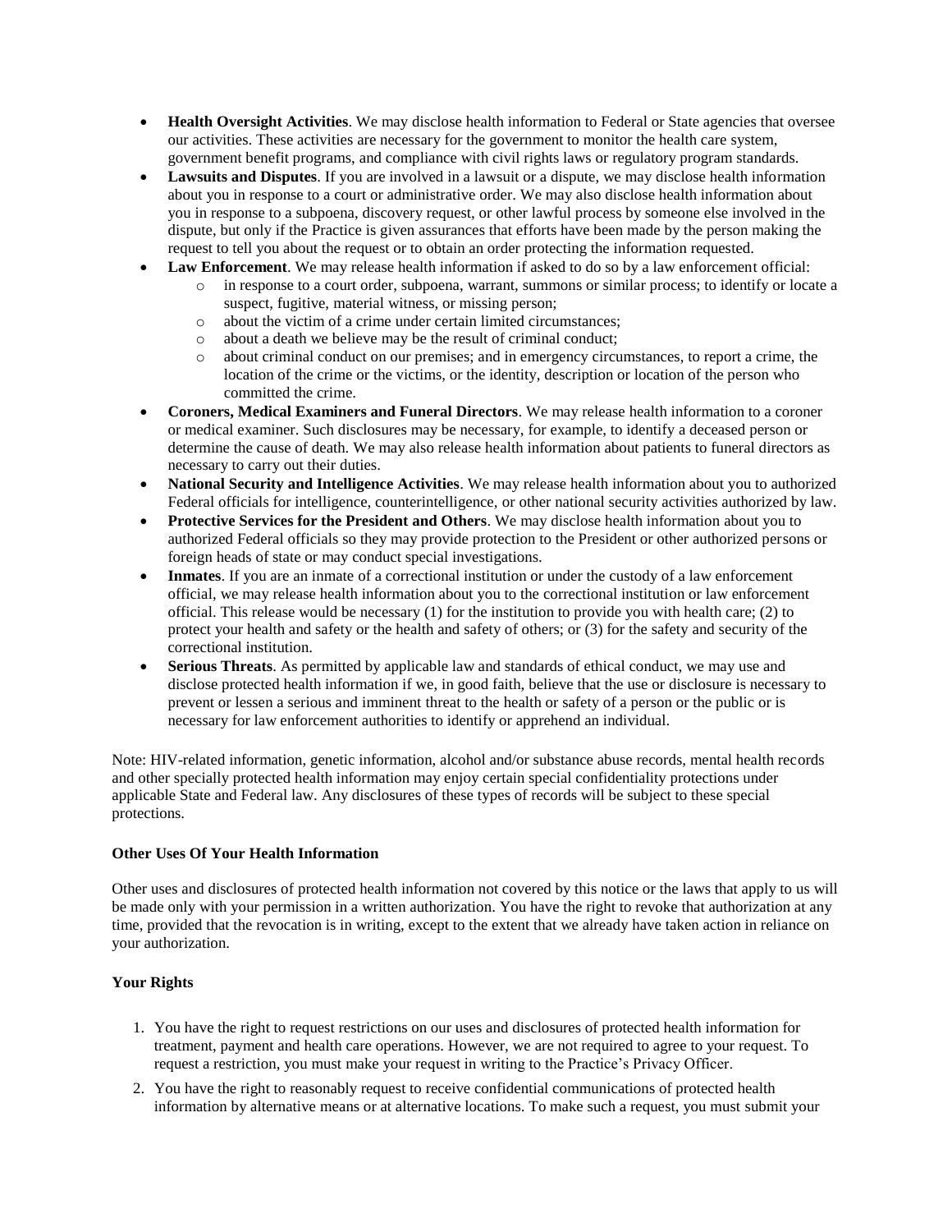- **Health Oversight Activities**. We may disclose health information to Federal or State agencies that oversee our activities. These activities are necessary for the government to monitor the health care system, government benefit programs, and compliance with civil rights laws or regulatory program standards.
- **Lawsuits and Disputes**. If you are involved in a lawsuit or a dispute, we may disclose health information about you in response to a court or administrative order. We may also disclose health information about you in response to a subpoena, discovery request, or other lawful process by someone else involved in the dispute, but only if the Practice is given assurances that efforts have been made by the person making the request to tell you about the request or to obtain an order protecting the information requested.
- **Law Enforcement**. We may release health information if asked to do so by a law enforcement official:
    - in response to a court order, subpoena, warrant, summons or similar process; to identify or locate a suspect, fugitive, material witness, or missing person;
    - about the victim of a crime under certain limited circumstances;
    - about a death we believe may be the result of criminal conduct;
    - about criminal conduct on our premises; and in emergency circumstances, to report a crime, the location of the crime or the victims, or the identity, description or location of the person who committed the crime.
- **Coroners, Medical Examiners and Funeral Directors**. We may release health information to a coroner or medical examiner. Such disclosures may be necessary, for example, to identify a deceased person or determine the cause of death. We may also release health information about patients to funeral directors as necessary to carry out their duties.
- **National Security and Intelligence Activities**. We may release health information about you to authorized Federal officials for intelligence, counterintelligence, or other national security activities authorized by law.
- **Protective Services for the President and Others**. We may disclose health information about you to authorized Federal officials so they may provide protection to the President or other authorized persons or foreign heads of state or may conduct special investigations.
- **Inmates**. If you are an inmate of a correctional institution or under the custody of a law enforcement official, we may release health information about you to the correctional institution or law enforcement official. This release would be necessary (1) for the institution to provide you with health care; (2) to protect your health and safety or the health and safety of others; or (3) for the safety and security of the correctional institution.
- **Serious Threats**. As permitted by applicable law and standards of ethical conduct, we may use and disclose protected health information if we, in good faith, believe that the use or disclosure is necessary to prevent or lessen a serious and imminent threat to the health or safety of a person or the public or is necessary for law enforcement authorities to identify or apprehend an individual.

Note: HIV-related information, genetic information, alcohol and/or substance abuse records, mental health records and other specially protected health information may enjoy certain special confidentiality protections under applicable State and Federal law. Any disclosures of these types of records will be subject to these special protections.

**Other Uses Of Your Health Information**

Other uses and disclosures of protected health information not covered by this notice or the laws that apply to us will be made only with your permission in a written authorization. You have the right to revoke that authorization at any time, provided that the revocation is in writing, except to the extent that we already have taken action in reliance on your authorization.

**Your Rights**

1. You have the right to request restrictions on our uses and disclosures of protected health information for treatment, payment and health care operations. However, we are not required to agree to your request. To request a restriction, you must make your request in writing to the Practice's Privacy Officer.
2. You have the right to reasonably request to receive confidential communications of protected health information by alternative means or at alternative locations. To make such a request, you must submit your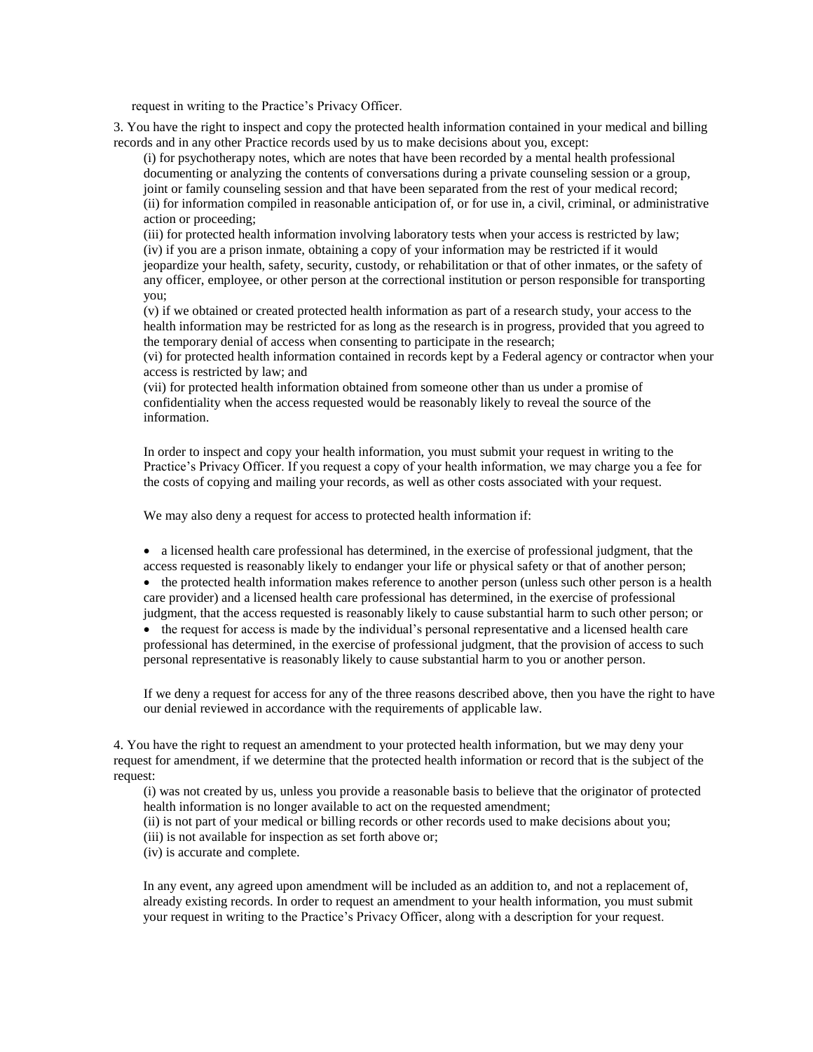request in writing to the Practice's Privacy Officer.

3. You have the right to inspect and copy the protected health information contained in your medical and billing records and in any other Practice records used by us to make decisions about you, except:

(i) for psychotherapy notes, which are notes that have been recorded by a mental health professional documenting or analyzing the contents of conversations during a private counseling session or a group, joint or family counseling session and that have been separated from the rest of your medical record;
(ii) for information compiled in reasonable anticipation of, or for use in, a civil, criminal, or administrative action or proceeding;
(iii) for protected health information involving laboratory tests when your access is restricted by law;
(iv) if you are a prison inmate, obtaining a copy of your information may be restricted if it would jeopardize your health, safety, security, custody, or rehabilitation or that of other inmates, or the safety of any officer, employee, or other person at the correctional institution or person responsible for transporting you;
(v) if we obtained or created protected health information as part of a research study, your access to the health information may be restricted for as long as the research is in progress, provided that you agreed to the temporary denial of access when consenting to participate in the research;
(vi) for protected health information contained in records kept by a Federal agency or contractor when your access is restricted by law; and
(vii) for protected health information obtained from someone other than us under a promise of confidentiality when the access requested would be reasonably likely to reveal the source of the information.

In order to inspect and copy your health information, you must submit your request in writing to the Practice's Privacy Officer. If you request a copy of your health information, we may charge you a fee for the costs of copying and mailing your records, as well as other costs associated with your request.

We may also deny a request for access to protected health information if:

- a licensed health care professional has determined, in the exercise of professional judgment, that the access requested is reasonably likely to endanger your life or physical safety or that of another person;
- the protected health information makes reference to another person (unless such other person is a health care provider) and a licensed health care professional has determined, in the exercise of professional judgment, that the access requested is reasonably likely to cause substantial harm to such other person; or
- the request for access is made by the individual's personal representative and a licensed health care professional has determined, in the exercise of professional judgment, that the provision of access to such personal representative is reasonably likely to cause substantial harm to you or another person.

If we deny a request for access for any of the three reasons described above, then you have the right to have our denial reviewed in accordance with the requirements of applicable law.

4. You have the right to request an amendment to your protected health information, but we may deny your request for amendment, if we determine that the protected health information or record that is the subject of the request:

(i) was not created by us, unless you provide a reasonable basis to believe that the originator of protected health information is no longer available to act on the requested amendment;
(ii) is not part of your medical or billing records or other records used to make decisions about you;
(iii) is not available for inspection as set forth above or;
(iv) is accurate and complete.

In any event, any agreed upon amendment will be included as an addition to, and not a replacement of, already existing records. In order to request an amendment to your health information, you must submit your request in writing to the Practice's Privacy Officer, along with a description for your request.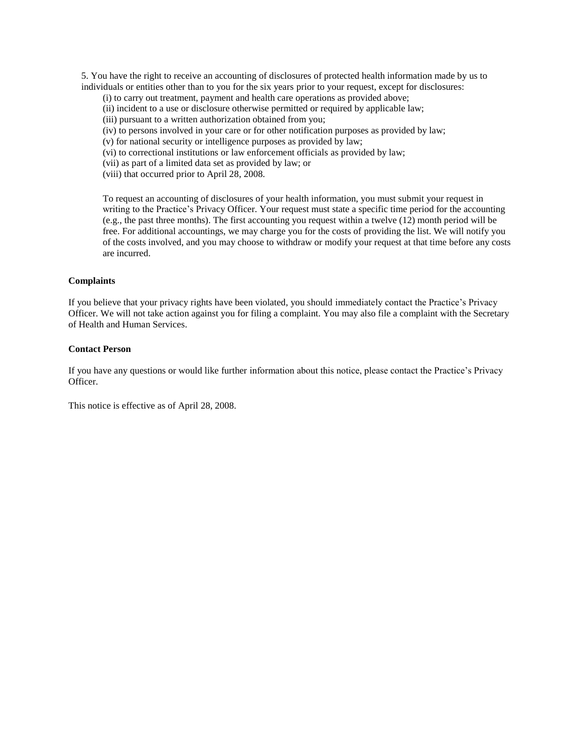5. You have the right to receive an accounting of disclosures of protected health information made by us to individuals or entities other than to you for the six years prior to your request, except for disclosures:

(i) to carry out treatment, payment and health care operations as provided above;
(ii) incident to a use or disclosure otherwise permitted or required by applicable law;
(iii) pursuant to a written authorization obtained from you;
(iv) to persons involved in your care or for other notification purposes as provided by law;
(v) for national security or intelligence purposes as provided by law;
(vi) to correctional institutions or law enforcement officials as provided by law;
(vii) as part of a limited data set as provided by law; or
(viii) that occurred prior to April 28, 2008.

To request an accounting of disclosures of your health information, you must submit your request in writing to the Practice's Privacy Officer. Your request must state a specific time period for the accounting (e.g., the past three months). The first accounting you request within a twelve (12) month period will be free. For additional accountings, we may charge you for the costs of providing the list. We will notify you of the costs involved, and you may choose to withdraw or modify your request at that time before any costs are incurred.

**Complaints**

If you believe that your privacy rights have been violated, you should immediately contact the Practice's Privacy Officer. We will not take action against you for filing a complaint. You may also file a complaint with the Secretary of Health and Human Services.

**Contact Person**

If you have any questions or would like further information about this notice, please contact the Practice's Privacy Officer.

This notice is effective as of April 28, 2008.